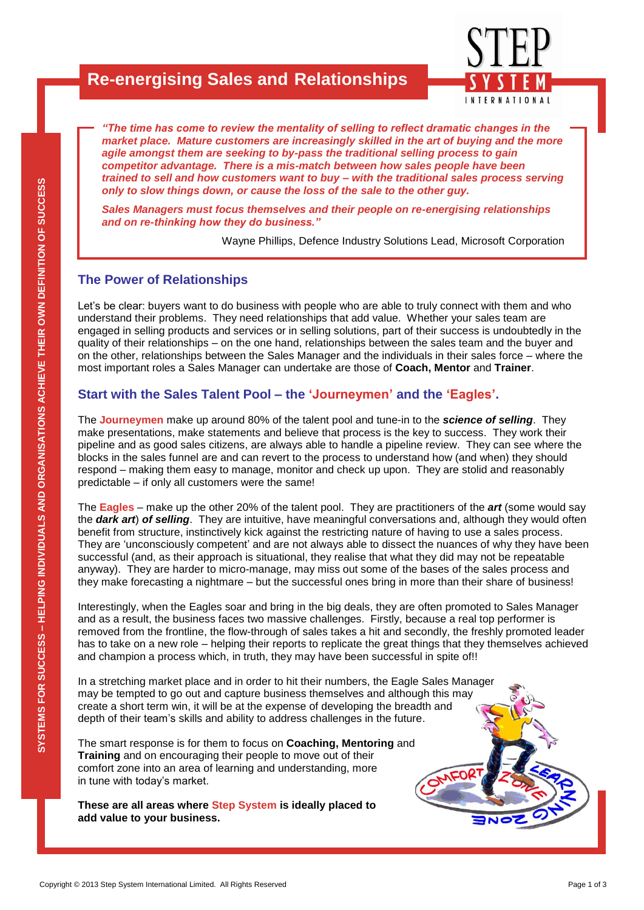# Re-energising Sales and Relationships

STEP SYSTEM INTERNATIONAL

SYSTEMS FOR SUCCESS – HELPING INDIVIDUALS AND ORGANISATIONS ACHIEVE THEIR OWN DEFINITION OF SUCCESS

> ***"The time has come to review the mentality of selling to reflect dramatic changes in the market place. Mature customers are increasingly skilled in the art of buying and the more agile amongst them are seeking to by-pass the traditional selling process to gain competitor advantage. There is a mis-match between how sales people have been trained to sell and how customers want to buy – with the traditional sales process serving only to slow things down, or cause the loss of the sale to the other guy.***
>
> ***Sales Managers must focus themselves and their people on re-energising relationships and on re-thinking how they do business."***
>
> Wayne Phillips, Defence Industry Solutions Lead, Microsoft Corporation

## The Power of Relationships

Let's be clear: buyers want to do business with people who are able to truly connect with them and who understand their problems. They need relationships that add value. Whether your sales team are engaged in selling products and services or in selling solutions, part of their success is undoubtedly in the quality of their relationships – on the one hand, relationships between the sales team and the buyer and on the other, relationships between the Sales Manager and the individuals in their sales force – where the most important roles a Sales Manager can undertake are those of **Coach, Mentor** and **Trainer**.

## Start with the Sales Talent Pool – the 'Journeymen' and the 'Eagles'.

The **Journeymen** make up around 80% of the talent pool and tune-in to the ***science of selling***. They make presentations, make statements and believe that process is the key to success. They work their pipeline and as good sales citizens, are always able to handle a pipeline review. They can see where the blocks in the sales funnel are and can revert to the process to understand how (and when) they should respond – making them easy to manage, monitor and check up upon. They are stolid and reasonably predictable – if only all customers were the same!

The **Eagles** – make up the other 20% of the talent pool. They are practitioners of the ***art*** (some would say the ***dark art***) ***of selling***. They are intuitive, have meaningful conversations and, although they would often benefit from structure, instinctively kick against the restricting nature of having to use a sales process. They are 'unconsciously competent' and are not always able to dissect the nuances of why they have been successful (and, as their approach is situational, they realise that what they did may not be repeatable anyway). They are harder to micro-manage, may miss out some of the bases of the sales process and they make forecasting a nightmare – but the successful ones bring in more than their share of business!

Interestingly, when the Eagles soar and bring in the big deals, they are often promoted to Sales Manager and as a result, the business faces two massive challenges. Firstly, because a real top performer is removed from the frontline, the flow-through of sales takes a hit and secondly, the freshly promoted leader has to take on a new role – helping their reports to replicate the great things that they themselves achieved and champion a process which, in truth, they may have been successful in spite of!!

In a stretching market place and in order to hit their numbers, the Eagle Sales Manager may be tempted to go out and capture business themselves and although this may create a short term win, it will be at the expense of developing the breadth and depth of their team's skills and ability to address challenges in the future.

The smart response is for them to focus on **Coaching, Mentoring** and **Training** and on encouraging their people to move out of their comfort zone into an area of learning and understanding, more in tune with today's market.

**These are all areas where Step System is ideally placed to add value to your business.**

COMFORT ZONE LEARNING ZONE

Copyright © 2013 Step System International Limited. All Rights Reserved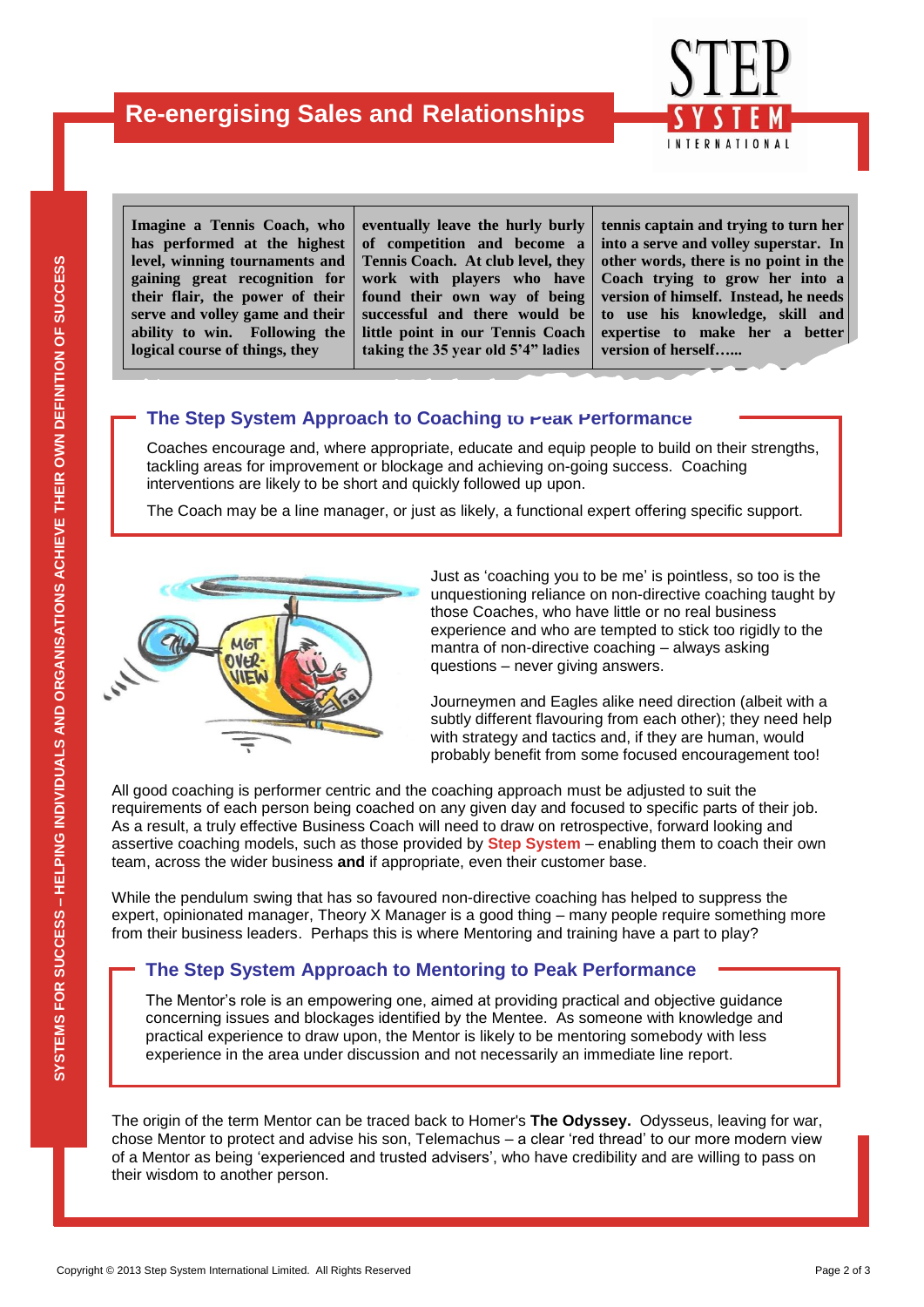## Re-energising Sales and Relationships

**Imagine a Tennis Coach, who has performed at the highest level, winning tournaments and gaining great recognition for their flair, the power of their serve and volley game and their ability to win. Following the logical course of things, they eventually leave the hurly burly of competition and become a Tennis Coach. At club level, they work with players who have found their own way of being successful and there would be little point in our Tennis Coach taking the 35 year old 5'4" ladies tennis captain and trying to turn her into a serve and volley superstar. In other words, there is no point in the Coach trying to grow her into a version of himself. Instead, he needs to use his knowledge, skill and expertise to make her a better version of herself…...**

### The Step System Approach to Coaching to Peak Performance

Coaches encourage and, where appropriate, educate and equip people to build on their strengths, tackling areas for improvement or blockage and achieving on-going success. Coaching interventions are likely to be short and quickly followed up upon.

The Coach may be a line manager, or just as likely, a functional expert offering specific support.

Just as 'coaching you to be me' is pointless, so too is the unquestioning reliance on non-directive coaching taught by those Coaches, who have little or no real business experience and who are tempted to stick too rigidly to the mantra of non-directive coaching – always asking questions – never giving answers.

Journeymen and Eagles alike need direction (albeit with a subtly different flavouring from each other); they need help with strategy and tactics and, if they are human, would probably benefit from some focused encouragement too!

All good coaching is performer centric and the coaching approach must be adjusted to suit the requirements of each person being coached on any given day and focused to specific parts of their job. As a result, a truly effective Business Coach will need to draw on retrospective, forward looking and assertive coaching models, such as those provided by **Step System** – enabling them to coach their own team, across the wider business **and** if appropriate, even their customer base.

While the pendulum swing that has so favoured non-directive coaching has helped to suppress the expert, opinionated manager, Theory X Manager is a good thing – many people require something more from their business leaders. Perhaps this is where Mentoring and training have a part to play?

### The Step System Approach to Mentoring to Peak Performance

The Mentor's role is an empowering one, aimed at providing practical and objective guidance concerning issues and blockages identified by the Mentee. As someone with knowledge and practical experience to draw upon, the Mentor is likely to be mentoring somebody with less experience in the area under discussion and not necessarily an immediate line report.

The origin of the term Mentor can be traced back to Homer's **The Odyssey.** Odysseus, leaving for war, chose Mentor to protect and advise his son, Telemachus – a clear 'red thread' to our more modern view of a Mentor as being 'experienced and trusted advisers', who have credibility and are willing to pass on their wisdom to another person.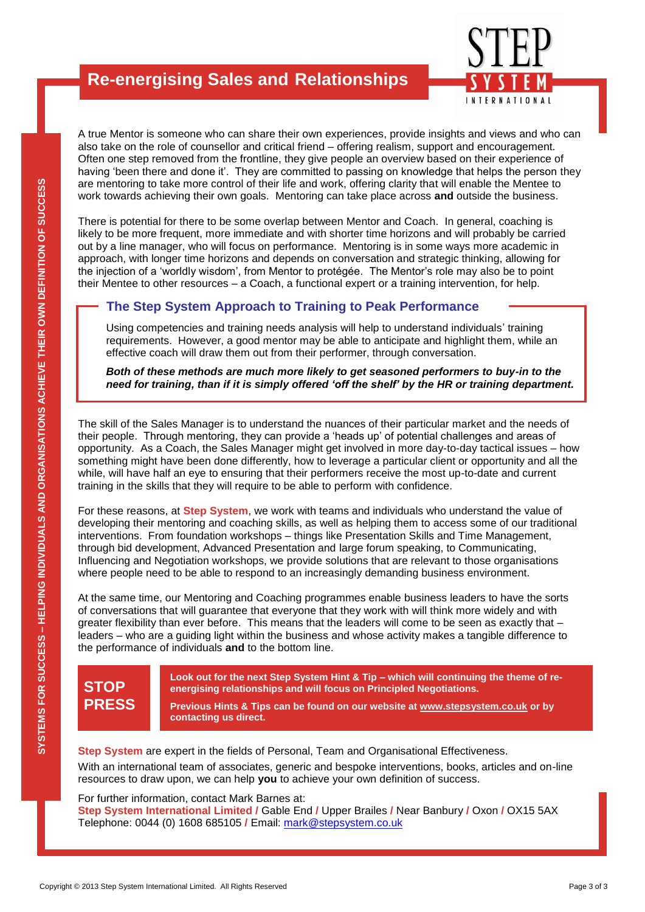# Re-energising Sales and Relationships

A true Mentor is someone who can share their own experiences, provide insights and views and who can also take on the role of counsellor and critical friend – offering realism, support and encouragement. Often one step removed from the frontline, they give people an overview based on their experience of having 'been there and done it'. They are committed to passing on knowledge that helps the person they are mentoring to take more control of their life and work, offering clarity that will enable the Mentee to work towards achieving their own goals. Mentoring can take place across **and** outside the business.

There is potential for there to be some overlap between Mentor and Coach. In general, coaching is likely to be more frequent, more immediate and with shorter time horizons and will probably be carried out by a line manager, who will focus on performance. Mentoring is in some ways more academic in approach, with longer time horizons and depends on conversation and strategic thinking, allowing for the injection of a 'worldly wisdom', from Mentor to protégée. The Mentor's role may also be to point their Mentee to other resources – a Coach, a functional expert or a training intervention, for help.

## The Step System Approach to Training to Peak Performance

Using competencies and training needs analysis will help to understand individuals' training requirements. However, a good mentor may be able to anticipate and highlight them, while an effective coach will draw them out from their performer, through conversation.

***Both of these methods are much more likely to get seasoned performers to buy-in to the need for training, than if it is simply offered 'off the shelf' by the HR or training department.***

The skill of the Sales Manager is to understand the nuances of their particular market and the needs of their people. Through mentoring, they can provide a 'heads up' of potential challenges and areas of opportunity. As a Coach, the Sales Manager might get involved in more day-to-day tactical issues – how something might have been done differently, how to leverage a particular client or opportunity and all the while, will have half an eye to ensuring that their performers receive the most up-to-date and current training in the skills that they will require to be able to perform with confidence.

For these reasons, at **Step System**, we work with teams and individuals who understand the value of developing their mentoring and coaching skills, as well as helping them to access some of our traditional interventions. From foundation workshops – things like Presentation Skills and Time Management, through bid development, Advanced Presentation and large forum speaking, to Communicating, Influencing and Negotiation workshops, we provide solutions that are relevant to those organisations where people need to be able to respond to an increasingly demanding business environment.

At the same time, our Mentoring and Coaching programmes enable business leaders to have the sorts of conversations that will guarantee that everyone that they work with will think more widely and with greater flexibility than ever before. This means that the leaders will come to be seen as exactly that – leaders – who are a guiding light within the business and whose activity makes a tangible difference to the performance of individuals **and** to the bottom line.

**STOP PRESS**

**Look out for the next Step System Hint & Tip – which will continuing the theme of re-energising relationships and will focus on Principled Negotiations.**

**Previous Hints & Tips can be found on our website at www.stepsystem.co.uk or by contacting us direct.**

**Step System** are expert in the fields of Personal, Team and Organisational Effectiveness.

With an international team of associates, generic and bespoke interventions, books, articles and on-line resources to draw upon, we can help **you** to achieve your own definition of success.

For further information, contact Mark Barnes at:
**Step System International Limited** / Gable End / Upper Brailes / Near Banbury / Oxon / OX15 5AX
Telephone: 0044 (0) 1608 685105 / Email: mark@stepsystem.co.uk

SYSTEMS FOR SUCCESS – HELPING INDIVIDUALS AND ORGANISATIONS ACHIEVE THEIR OWN DEFINITION OF SUCCESS

Copyright © 2013 Step System International Limited. All Rights Reserved